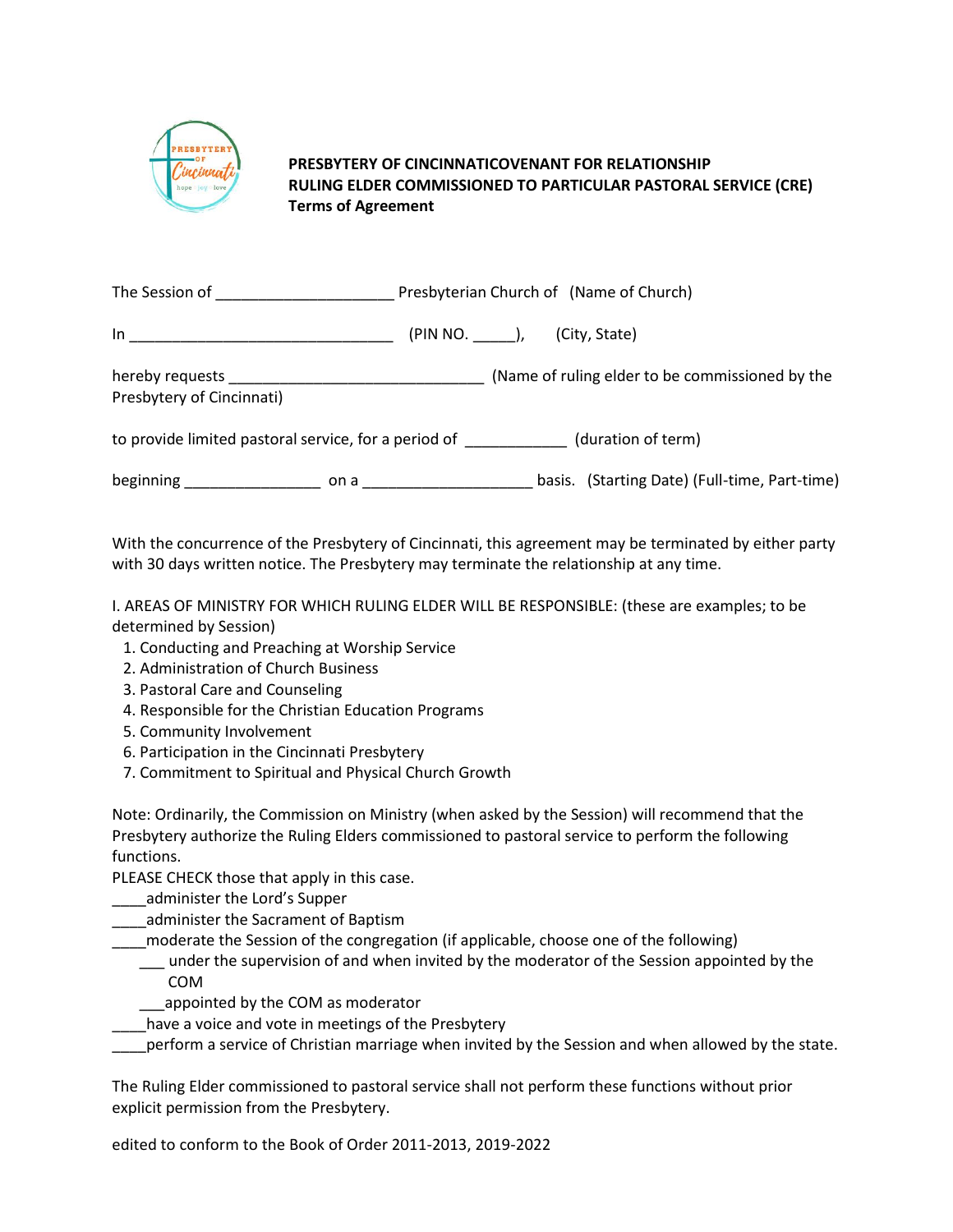**PRESBYTERY OF CINCINNATICOVENANT FOR RELATIONSHIP**
**RULING ELDER COMMISSIONED TO PARTICULAR PASTORAL SERVICE (CRE)**
**Terms of Agreement**

The Session of _____________________ Presbyterian Church of (Name of Church)

In _______________________________ (PIN NO. _____), (City, State)

hereby requests ______________________________ (Name of ruling elder to be commissioned by the Presbytery of Cincinnati)

to provide limited pastoral service, for a period of ____________ (duration of term)

beginning ________________ on a ____________________ basis. (Starting Date) (Full-time, Part-time)

With the concurrence of the Presbytery of Cincinnati, this agreement may be terminated by either party with 30 days written notice. The Presbytery may terminate the relationship at any time.

I. AREAS OF MINISTRY FOR WHICH RULING ELDER WILL BE RESPONSIBLE: (these are examples; to be determined by Session)

1. Conducting and Preaching at Worship Service
2. Administration of Church Business
3. Pastoral Care and Counseling
4. Responsible for the Christian Education Programs
5. Community Involvement
6. Participation in the Cincinnati Presbytery
7. Commitment to Spiritual and Physical Church Growth

Note: Ordinarily, the Commission on Ministry (when asked by the Session) will recommend that the Presbytery authorize the Ruling Elders commissioned to pastoral service to perform the following functions.

PLEASE CHECK those that apply in this case.

____administer the Lord's Supper
____administer the Sacrament of Baptism
____moderate the Session of the congregation (if applicable, choose one of the following)
  ___ under the supervision of and when invited by the moderator of the Session appointed by the COM
  ___appointed by the COM as moderator
____have a voice and vote in meetings of the Presbytery
____perform a service of Christian marriage when invited by the Session and when allowed by the state.

The Ruling Elder commissioned to pastoral service shall not perform these functions without prior explicit permission from the Presbytery.

edited to conform to the Book of Order 2011-2013, 2019-2022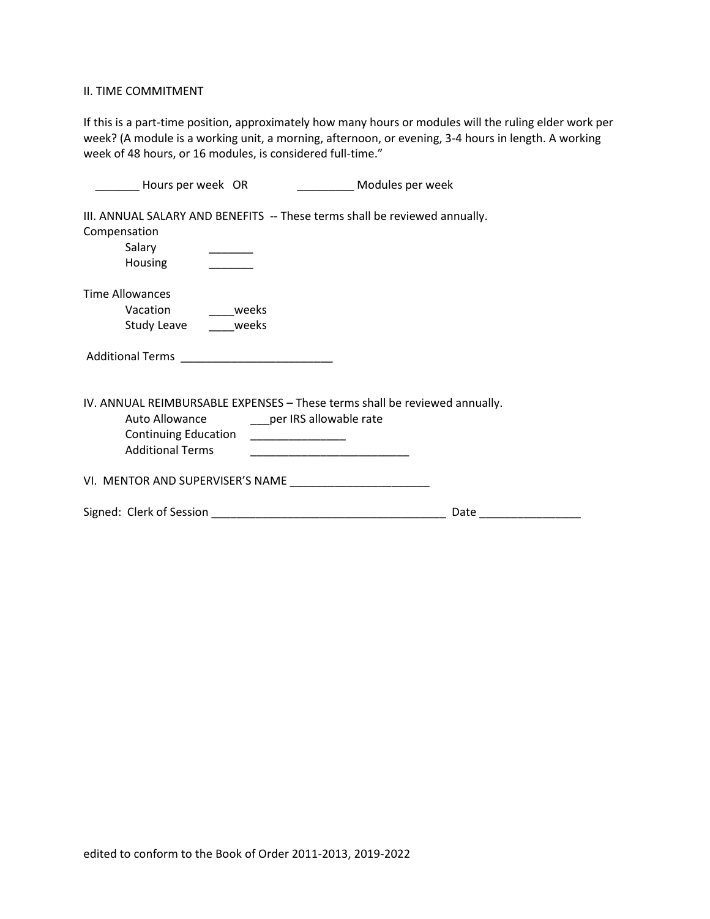II. TIME COMMITMENT

If this is a part-time position, approximately how many hours or modules will the ruling elder work per week? (A module is a working unit, a morning, afternoon, or evening, 3-4 hours in length. A working week of 48 hours, or 16 modules, is considered full-time."

_______ Hours per week OR _________ Modules per week

III. ANNUAL SALARY AND BENEFITS -- These terms shall be reviewed annually.

Compensation

- Salary _______
- Housing _______

Time Allowances

- Vacation ____weeks
- Study Leave ____weeks

Additional Terms ________________________

IV. ANNUAL REIMBURSABLE EXPENSES – These terms shall be reviewed annually.

- Auto Allowance ___per IRS allowable rate
- Continuing Education _______________
- Additional Terms _________________________

VI. MENTOR AND SUPERVISER'S NAME ______________________

Signed: Clerk of Session _____________________________________ Date ________________

edited to conform to the Book of Order 2011-2013, 2019-2022